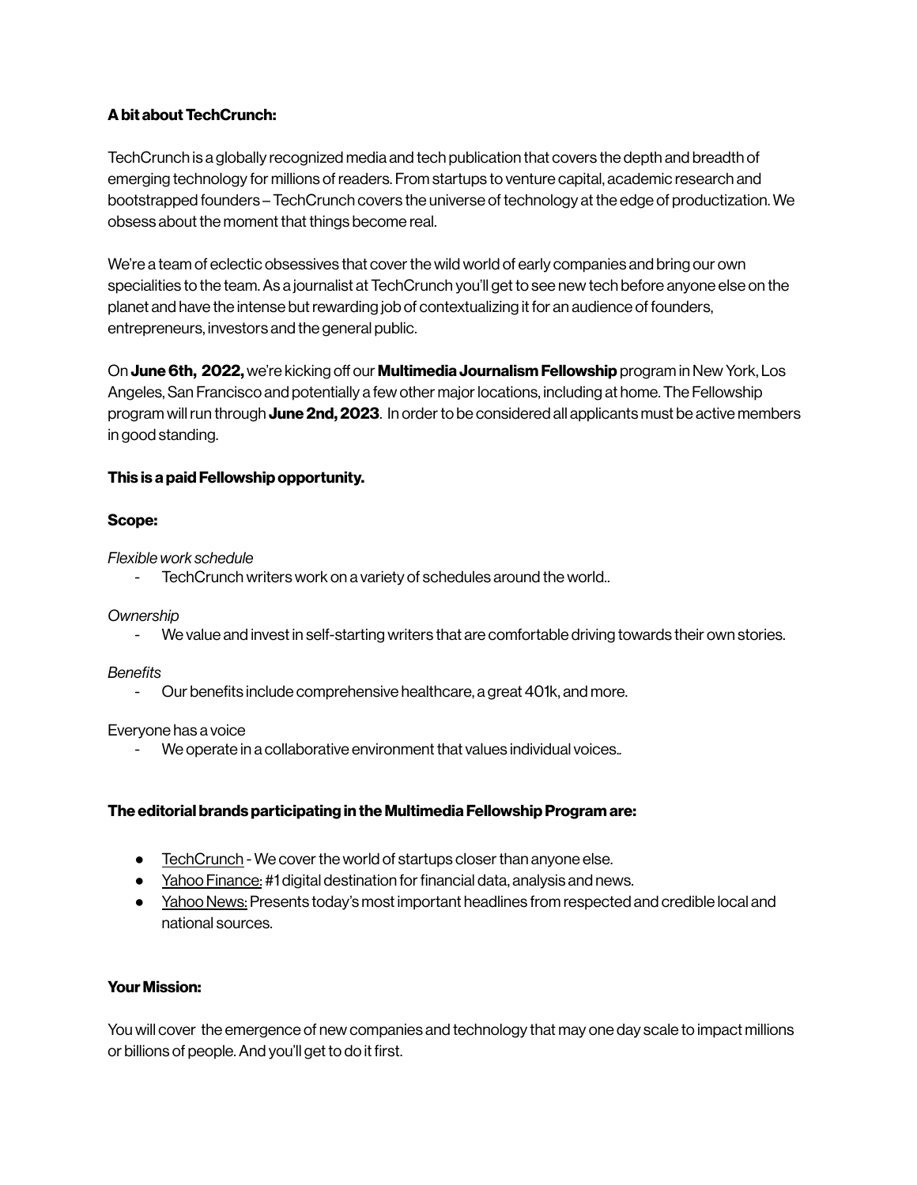**A bit about TechCrunch:**

TechCrunch is a globally recognized media and tech publication that covers the depth and breadth of emerging technology for millions of readers. From startups to venture capital, academic research and bootstrapped founders – TechCrunch covers the universe of technology at the edge of productization. We obsess about the moment that things become real.

We're a team of eclectic obsessives that cover the wild world of early companies and bring our own specialities to the team. As a journalist at TechCrunch you'll get to see new tech before anyone else on the planet and have the intense but rewarding job of contextualizing it for an audience of founders, entrepreneurs, investors and the general public.

On **June 6th, 2022,** we're kicking off our **Multimedia Journalism Fellowship** program in New York, Los Angeles, San Francisco and potentially a few other major locations, including at home. The Fellowship program will run through **June 2nd, 2023**. In order to be considered all applicants must be active members in good standing.

**This is a paid Fellowship opportunity.**

**Scope:**

*Flexible work schedule*

- TechCrunch writers work on a variety of schedules around the world..

*Ownership*

- We value and invest in self-starting writers that are comfortable driving towards their own stories.

*Benefits*

- Our benefits include comprehensive healthcare, a great 401k, and more.

Everyone has a voice

- We operate in a collaborative environment that values individual voices..

**The editorial brands participating in the Multimedia Fellowship Program are:**

- TechCrunch - We cover the world of startups closer than anyone else.
- Yahoo Finance: #1 digital destination for financial data, analysis and news.
- Yahoo News: Presents today's most important headlines from respected and credible local and national sources.

**Your Mission:**

You will cover the emergence of new companies and technology that may one day scale to impact millions or billions of people. And you'll get to do it first.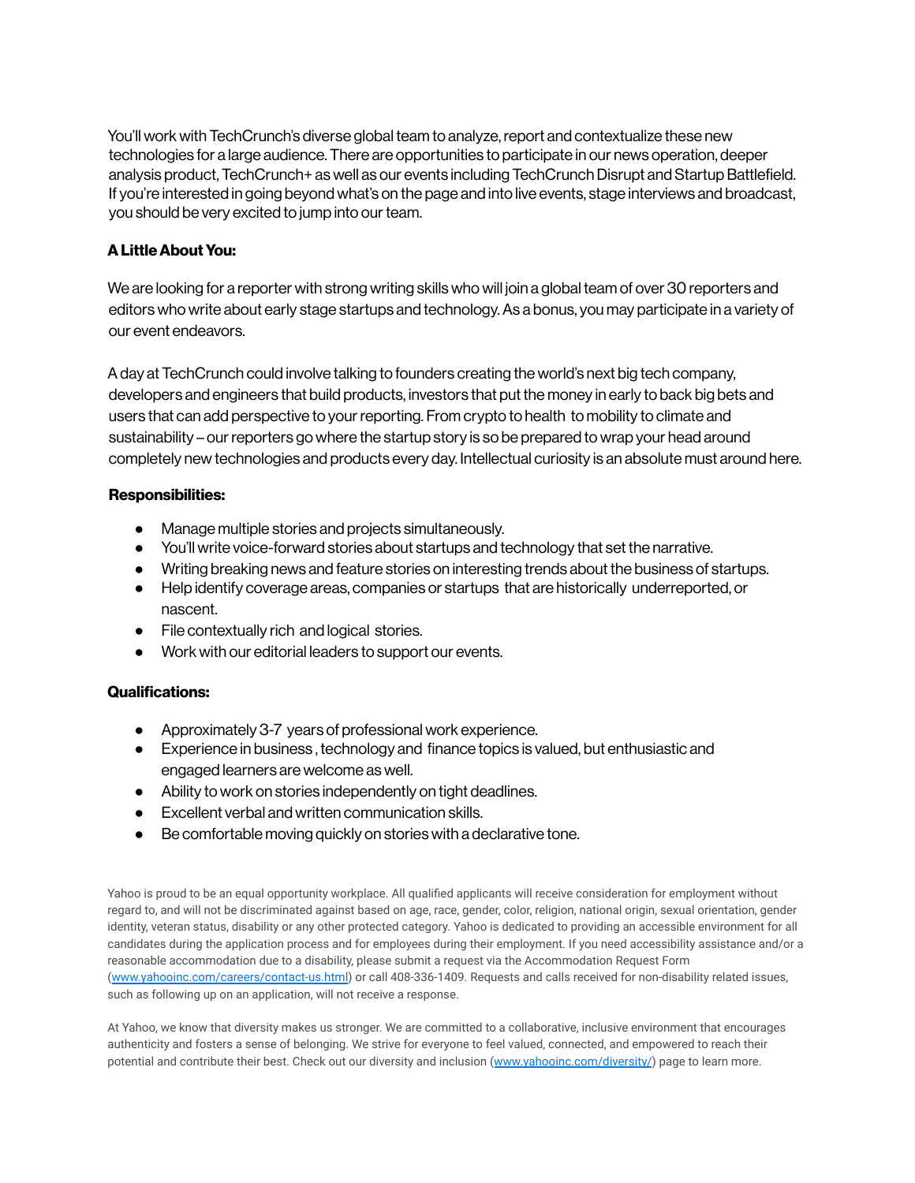You'll work with TechCrunch's diverse global team to analyze, report and contextualize these new technologies for a large audience. There are opportunities to participate in our news operation, deeper analysis product, TechCrunch+ as well as our events including TechCrunch Disrupt and Startup Battlefield. If you're interested in going beyond what's on the page and into live events, stage interviews and broadcast, you should be very excited to jump into our team.

**A Little About You:**

We are looking for a reporter with strong writing skills who will join a global team of over 30 reporters and editors who write about early stage startups and technology. As a bonus, you may participate in a variety of our event endeavors.

A day at TechCrunch could involve talking to founders creating the world's next big tech company, developers and engineers that build products, investors that put the money in early to back big bets and users that can add perspective to your reporting. From crypto to health to mobility to climate and sustainability – our reporters go where the startup story is so be prepared to wrap your head around completely new technologies and products every day. Intellectual curiosity is an absolute must around here.

**Responsibilities:**

- Manage multiple stories and projects simultaneously.
- You'll write voice-forward stories about startups and technology that set the narrative.
- Writing breaking news and feature stories on interesting trends about the business of startups.
- Help identify coverage areas, companies or startups that are historically underreported, or nascent.
- File contextually rich and logical stories.
- Work with our editorial leaders to support our events.

**Qualifications:**

- Approximately 3-7 years of professional work experience.
- Experience in business , technology and finance topics is valued, but enthusiastic and engaged learners are welcome as well.
- Ability to work on stories independently on tight deadlines.
- Excellent verbal and written communication skills.
- Be comfortable moving quickly on stories with a declarative tone.

Yahoo is proud to be an equal opportunity workplace. All qualified applicants will receive consideration for employment without regard to, and will not be discriminated against based on age, race, gender, color, religion, national origin, sexual orientation, gender identity, veteran status, disability or any other protected category. Yahoo is dedicated to providing an accessible environment for all candidates during the application process and for employees during their employment. If you need accessibility assistance and/or a reasonable accommodation due to a disability, please submit a request via the Accommodation Request Form (www.yahooinc.com/careers/contact-us.html) or call 408-336-1409. Requests and calls received for non-disability related issues, such as following up on an application, will not receive a response.

At Yahoo, we know that diversity makes us stronger. We are committed to a collaborative, inclusive environment that encourages authenticity and fosters a sense of belonging. We strive for everyone to feel valued, connected, and empowered to reach their potential and contribute their best. Check out our diversity and inclusion (www.yahooinc.com/diversity/) page to learn more.